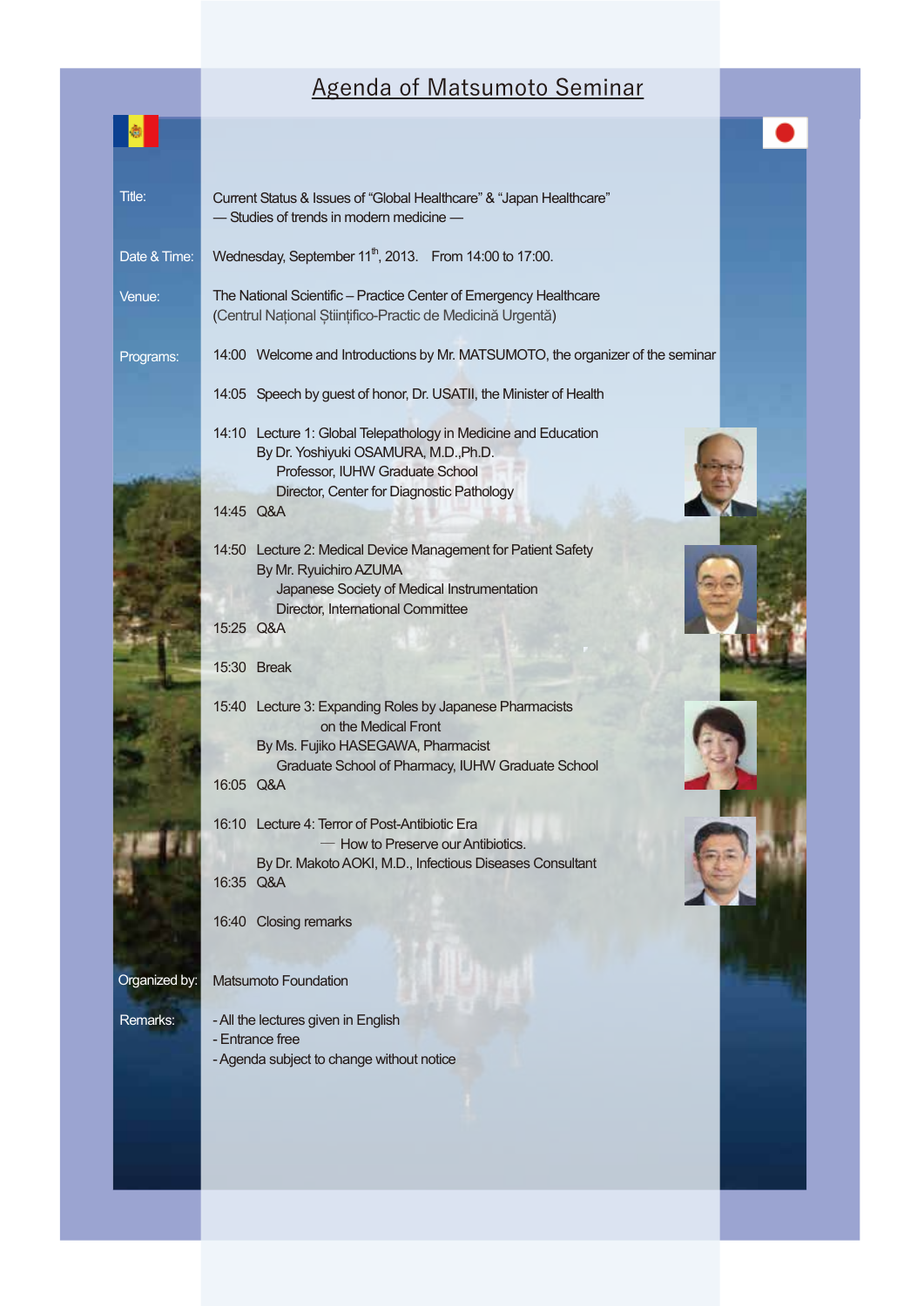# Agenda of Matsumoto Seminar

**Title:** Current Status & Issues of "Global Healthcare" & "Japan Healthcare"
— Studies of trends in modern medicine —

**Date & Time:** Wednesday, September 11th, 2013. From 14:00 to 17:00.

**Venue:** The National Scientific – Practice Center of Emergency Healthcare
(Centrul Național Științifico-Practic de Medicină Urgentă)

**Programs:**

14:00 Welcome and Introductions by Mr. MATSUMOTO, the organizer of the seminar

14:05 Speech by guest of honor, Dr. USATII, the Minister of Health

14:10 Lecture 1: Global Telepathology in Medicine and Education
By Dr. Yoshiyuki OSAMURA, M.D.,Ph.D.
Professor, IUHW Graduate School
Director, Center for Diagnostic Pathology
14:45 Q&A

14:50 Lecture 2: Medical Device Management for Patient Safety
By Mr. Ryuichiro AZUMA
Japanese Society of Medical Instrumentation
Director, International Committee
15:25 Q&A

15:30 Break

15:40 Lecture 3: Expanding Roles by Japanese Pharmacists on the Medical Front
By Ms. Fujiko HASEGAWA, Pharmacist
Graduate School of Pharmacy, IUHW Graduate School
16:05 Q&A

16:10 Lecture 4: Terror of Post-Antibiotic Era — How to Preserve our Antibiotics.
By Dr. Makoto AOKI, M.D., Infectious Diseases Consultant
16:35 Q&A

16:40 Closing remarks

**Organized by:** Matsumoto Foundation

**Remarks:**
- All the lectures given in English
- Entrance free
- Agenda subject to change without notice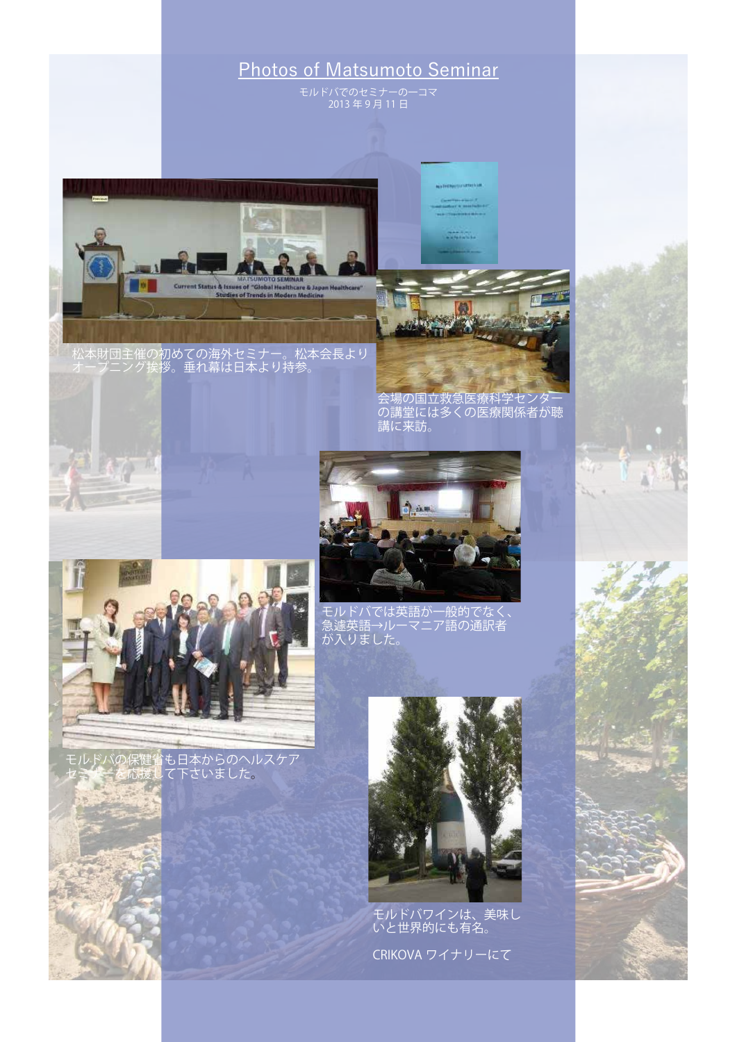# Photos of Matsumoto Seminar

モルドバでのセミナーの一コマ
2013 年 9 月 11 日

松本財団主催の初めての海外セミナー。松本会長より オープニング挨拶。垂れ幕は日本より持参。

会場の国立救急医療科学センター の講堂には多くの医療関係者が聴 講に来訪。

モルドバでは英語が一般的でなく、 急遽英語→ルーマニア語の通訳者 が入りました。

モルドバの保健省も日本からのヘルスケア セミナーを応援して下さいました。

モルドバワインは、美味し いと世界的にも有名。

CRIKOVA ワイナリーにて